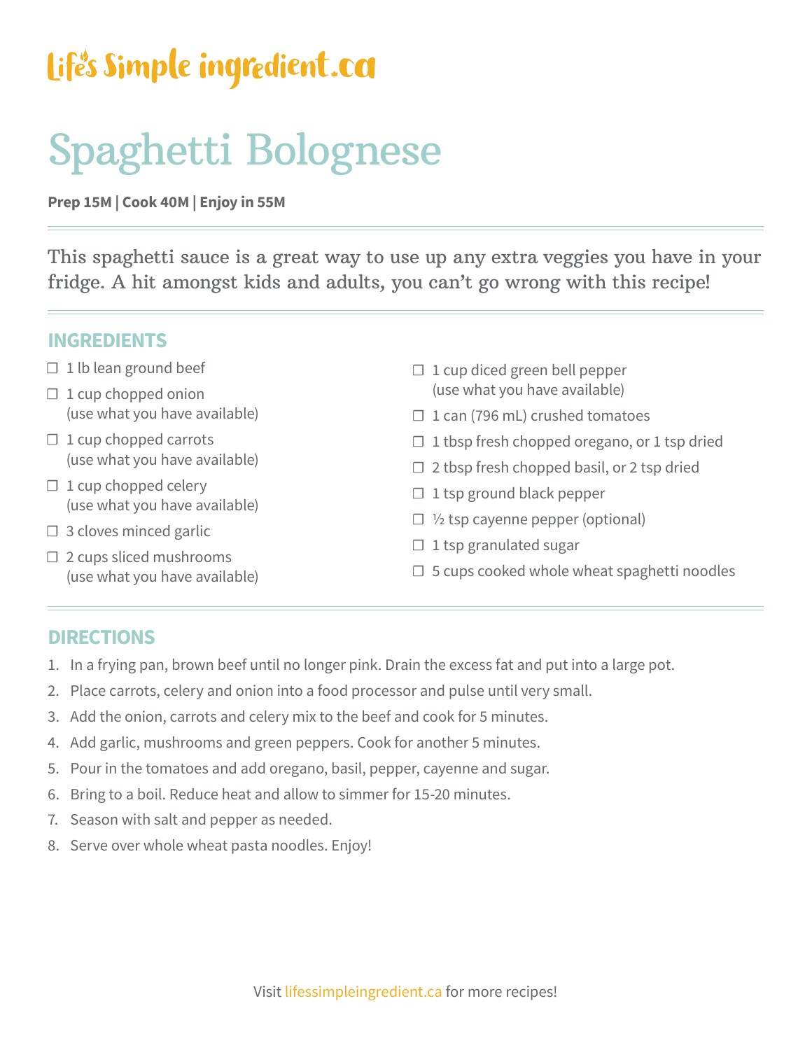Life's Simple ingredient.ca

# Spaghetti Bolognese

**Prep 15M | Cook 40M | Enjoy in 55M**

This spaghetti sauce is a great way to use up any extra veggies you have in your fridge. A hit amongst kids and adults, you can't go wrong with this recipe!

## INGREDIENTS

- ☐ 1 lb lean ground beef
- ☐ 1 cup chopped onion (use what you have available)
- ☐ 1 cup chopped carrots (use what you have available)
- ☐ 1 cup chopped celery (use what you have available)
- ☐ 3 cloves minced garlic
- ☐ 2 cups sliced mushrooms (use what you have available)
- ☐ 1 cup diced green bell pepper (use what you have available)
- ☐ 1 can (796 mL) crushed tomatoes
- ☐ 1 tbsp fresh chopped oregano, or 1 tsp dried
- ☐ 2 tbsp fresh chopped basil, or 2 tsp dried
- ☐ 1 tsp ground black pepper
- ☐ ½ tsp cayenne pepper (optional)
- ☐ 1 tsp granulated sugar
- ☐ 5 cups cooked whole wheat spaghetti noodles

## DIRECTIONS

1. In a frying pan, brown beef until no longer pink. Drain the excess fat and put into a large pot.
2. Place carrots, celery and onion into a food processor and pulse until very small.
3. Add the onion, carrots and celery mix to the beef and cook for 5 minutes.
4. Add garlic, mushrooms and green peppers. Cook for another 5 minutes.
5. Pour in the tomatoes and add oregano, basil, pepper, cayenne and sugar.
6. Bring to a boil. Reduce heat and allow to simmer for 15-20 minutes.
7. Season with salt and pepper as needed.
8. Serve over whole wheat pasta noodles. Enjoy!

Visit lifessimpleingredient.ca for more recipes!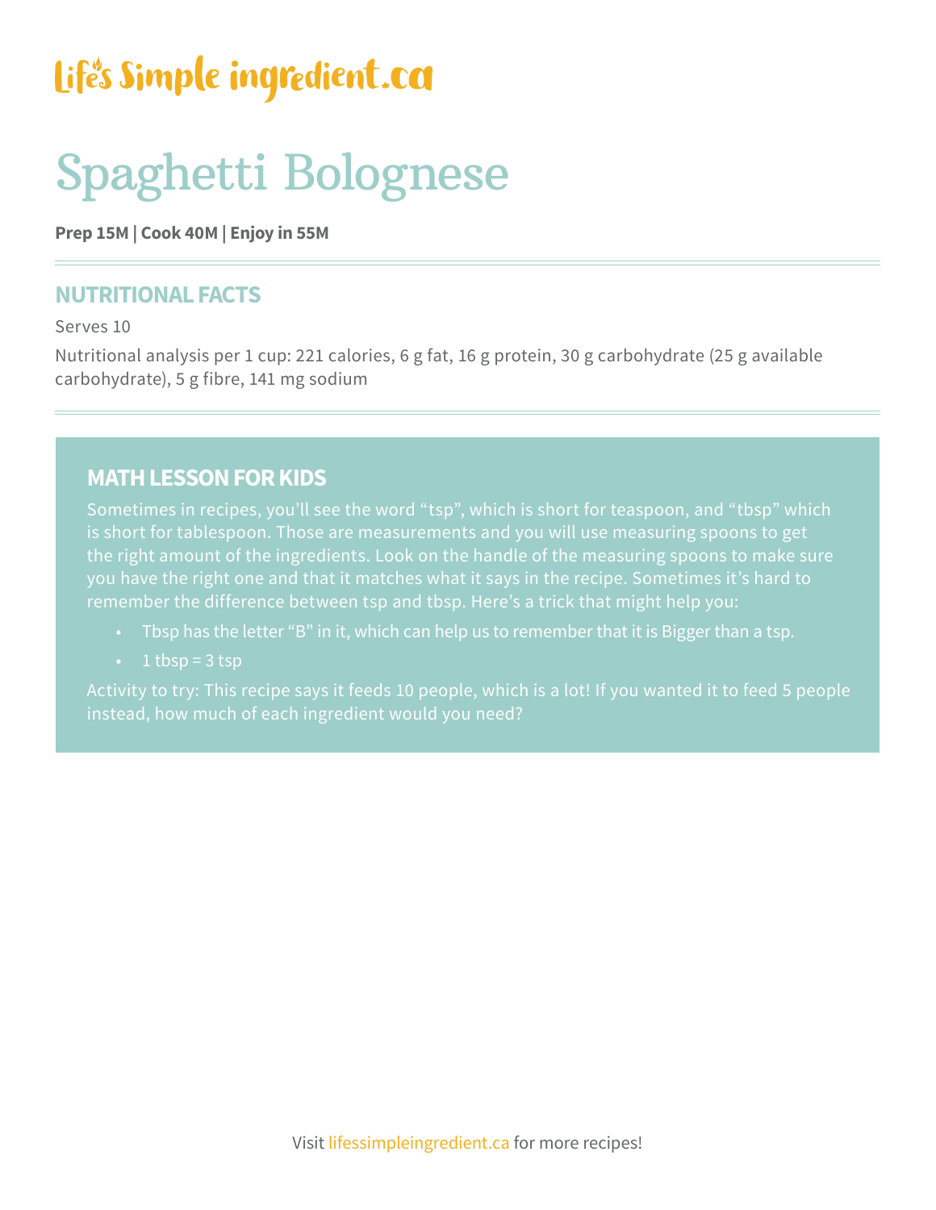Life's Simple ingredient.ca

# Spaghetti Bolognese

**Prep 15M | Cook 40M | Enjoy in 55M**

## NUTRITIONAL FACTS

Serves 10

Nutritional analysis per 1 cup: 221 calories, 6 g fat, 16 g protein, 30 g carbohydrate (25 g available carbohydrate), 5 g fibre, 141 mg sodium

## MATH LESSON FOR KIDS

Sometimes in recipes, you'll see the word "tsp", which is short for teaspoon, and "tbsp" which is short for tablespoon. Those are measurements and you will use measuring spoons to get the right amount of the ingredients. Look on the handle of the measuring spoons to make sure you have the right one and that it matches what it says in the recipe. Sometimes it's hard to remember the difference between tsp and tbsp. Here's a trick that might help you:

- Tbsp has the letter "B" in it, which can help us to remember that it is Bigger than a tsp.
- 1 tbsp = 3 tsp

Activity to try: This recipe says it feeds 10 people, which is a lot! If you wanted it to feed 5 people instead, how much of each ingredient would you need?

Visit lifessimpleingredient.ca for more recipes!